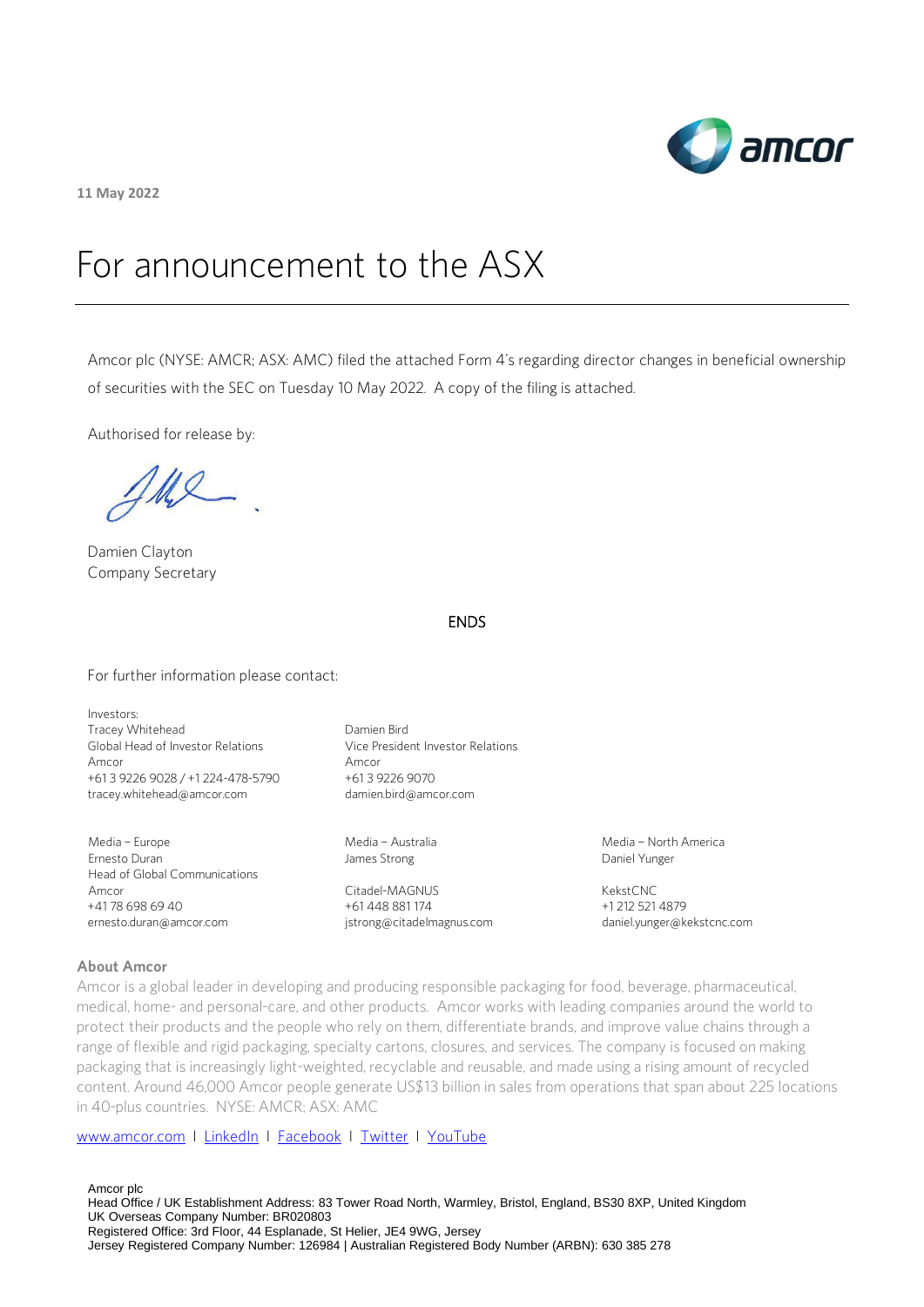**11 May 2022**

# For announcement to the ASX

Amcor plc (NYSE: AMCR; ASX: AMC) filed the attached Form 4's regarding director changes in beneficial ownership of securities with the SEC on Tuesday 10 May 2022. A copy of the filing is attached.

Authorised for release by:

Damien Clayton
Company Secretary

ENDS

For further information please contact:

Investors:
Tracey Whitehead
Global Head of Investor Relations
Amcor
+61 3 9226 9028 / +1 224-478-5790
tracey.whitehead@amcor.com

Damien Bird
Vice President Investor Relations
Amcor
+61 3 9226 9070
damien.bird@amcor.com

Media – Europe
Ernesto Duran
Head of Global Communications
Amcor
+41 78 698 69 40
ernesto.duran@amcor.com

Media – Australia
James Strong

Citadel-MAGNUS
+61 448 881 174
jstrong@citadelmagnus.com

Media – North America
Daniel Yunger

KekstCNC
+1 212 521 4879
daniel.yunger@kekstcnc.com

**About Amcor**

Amcor is a global leader in developing and producing responsible packaging for food, beverage, pharmaceutical, medical, home- and personal-care, and other products. Amcor works with leading companies around the world to protect their products and the people who rely on them, differentiate brands, and improve value chains through a range of flexible and rigid packaging, specialty cartons, closures, and services. The company is focused on making packaging that is increasingly light-weighted, recyclable and reusable, and made using a rising amount of recycled content. Around 46,000 Amcor people generate US$13 billion in sales from operations that span about 225 locations in 40-plus countries. NYSE: AMCR; ASX: AMC

www.amcor.com I LinkedIn I Facebook I Twitter I YouTube

Amcor plc
Head Office / UK Establishment Address: 83 Tower Road North, Warmley, Bristol, England, BS30 8XP, United Kingdom
UK Overseas Company Number: BR020803
Registered Office: 3rd Floor, 44 Esplanade, St Helier, JE4 9WG, Jersey
Jersey Registered Company Number: 126984 | Australian Registered Body Number (ARBN): 630 385 278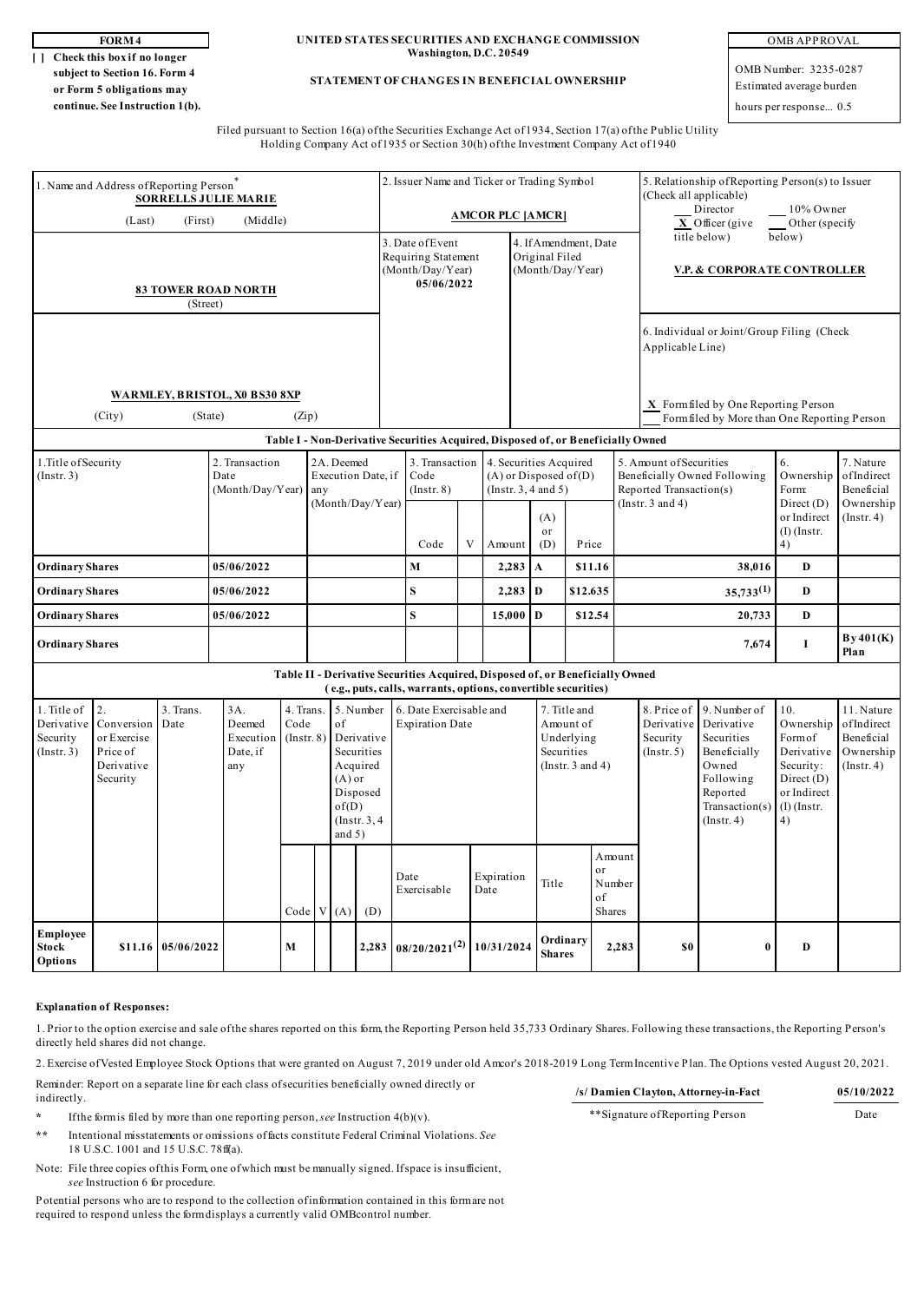**FORM 4**

[ ] **Check this box if no longer subject to Section 16. Form 4 or Form 5 obligations may continue. See Instruction 1(b).**

**UNITED STATES SECURITIES AND EXCHANGE COMMISSION**
**Washington, D.C. 20549**

**STATEMENT OF CHANGES IN BENEFICIAL OWNERSHIP**

OMB APPROVAL

OMB Number: 3235-0287
Estimated average burden
hours per response... 0.5

Filed pursuant to Section 16(a) of the Securities Exchange Act of 1934, Section 17(a) of the Public Utility Holding Company Act of 1935 or Section 30(h) of the Investment Company Act of 1940

| 1. Name and Address of Reporting Person* | 2. Issuer Name and Ticker or Trading Symbol | 5. Relationship of Reporting Person(s) to Issuer (Check all applicable) |
|---|---|---|
| **SORRELLS JULIE MARIE** (Last) (First) (Middle) | **AMCOR PLC [AMCR]** | ___ Director ___ 10% Owner <br> X Officer (give title below) ___ Other (specify below) |
| **83 TOWER ROAD NORTH** (Street) | 3. Date of Event Requiring Statement (Month/Day/Year) **05/06/2022** <br> 4. If Amendment, Date Original Filed (Month/Day/Year) | **V.P. & CORPORATE CONTROLLER** |
| **WARMLEY, BRISTOL, X0 BS30 8XP** (City) (State) (Zip) | | 6. Individual or Joint/Group Filing (Check Applicable Line) <br> X Form filed by One Reporting Person <br> ___ Form filed by More than One Reporting Person |

**Table I - Non-Derivative Securities Acquired, Disposed of, or Beneficially Owned**

| 1. Title of Security (Instr. 3) | 2. Transaction Date (Month/Day/Year) | 2A. Deemed Execution Date, if any (Month/Day/Year) | 3. Transaction Code (Instr. 8) | | 4. Securities Acquired (A) or Disposed of (D) (Instr. 3, 4 and 5) | | | 5. Amount of Securities Beneficially Owned Following Reported Transaction(s) (Instr. 3 and 4) | 6. Ownership Form: Direct (D) or Indirect (I) (Instr. 4) | 7. Nature of Indirect Beneficial Ownership (Instr. 4) |
|---|---|---|---|---|---|---|---|---|---|---|
| | | | Code | V | Amount | (A) or (D) | Price | | | |
| **Ordinary Shares** | **05/06/2022** | | **M** | | **2,283** | **A** | **$11.16** | **38,016** | **D** | |
| **Ordinary Shares** | **05/06/2022** | | **S** | | **2,283** | **D** | **$12.635** | **35,733**(1) | **D** | |
| **Ordinary Shares** | **05/06/2022** | | **S** | | **15,000** | **D** | **$12.54** | **20,733** | **D** | |
| **Ordinary Shares** | | | | | | | | **7,674** | **I** | **By 401(K) Plan** |

**Table II - Derivative Securities Acquired, Disposed of, or Beneficially Owned**
**( e.g., puts, calls, warrants, options, convertible securities)**

| 1. Title of Derivative Security (Instr. 3) | 2. Conversion or Exercise Price of Derivative Security | 3. Trans. Date | 3A. Deemed Execution Date, if any | 4. Trans. Code (Instr. 8) | | 5. Number of Derivative Securities Acquired (A) or Disposed of (D) (Instr. 3, 4 and 5) | | 6. Date Exercisable and Expiration Date | | 7. Title and Amount of Underlying Securities (Instr. 3 and 4) | | 8. Price of Derivative Security (Instr. 5) | 9. Number of Derivative Securities Beneficially Owned Following Reported Transaction(s) (Instr. 4) | 10. Ownership Form of Derivative Security: Direct (D) or Indirect (I) (Instr. 4) | 11. Nature of Indirect Beneficial Ownership (Instr. 4) |
|---|---|---|---|---|---|---|---|---|---|---|---|---|---|---|---|
| | | | | Code | V | (A) | (D) | Date Exercisable | Expiration Date | Title | Amount or Number of Shares | | | | |
| **Employee Stock Options** | **$11.16** | **05/06/2022** | | **M** | | | **2,283** | **08/20/2021**(2) | **10/31/2024** | **Ordinary Shares** | **2,283** | **$0** | **0** | **D** | |

**Explanation of Responses:**

1. Prior to the option exercise and sale of the shares reported on this form, the Reporting Person held 35,733 Ordinary Shares. Following these transactions, the Reporting Person's directly held shares did not change.

2. Exercise of Vested Employee Stock Options that were granted on August 7, 2019 under old Amcor's 2018-2019 Long Term Incentive Plan. The Options vested August 20, 2021.

| **/s/ Damien Clayton, Attorney-in-Fact** | **05/10/2022** |
|---|---|
| **Signature of Reporting Person | Date |

Reminder: Report on a separate line for each class of securities beneficially owned directly or indirectly.

\* If the form is filed by more than one reporting person, *see* Instruction 4(b)(v).

\*\* Intentional misstatements or omissions of facts constitute Federal Criminal Violations. *See* 18 U.S.C. 1001 and 15 U.S.C. 78ff(a).

Note: File three copies of this Form, one of which must be manually signed. If space is insufficient, *see* Instruction 6 for procedure.

Potential persons who are to respond to the collection of information contained in this form are not required to respond unless the form displays a currently valid OMB control number.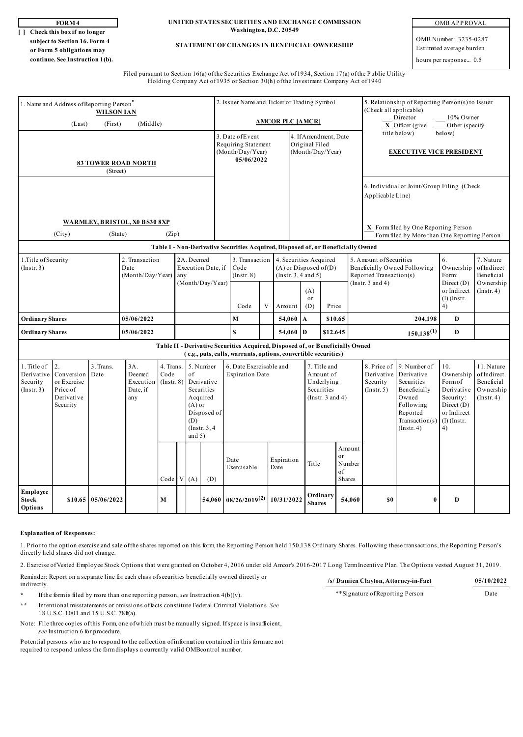**FORM 4**

**[ ] Check this box if no longer subject to Section 16. Form 4 or Form 5 obligations may continue. See Instruction 1(b).**

**UNITED STATES SECURITIES AND EXCHANGE COMMISSION**
**Washington, D.C. 20549**

**STATEMENT OF CHANGES IN BENEFICIAL OWNERSHIP**

OMB APPROVAL

OMB Number: 3235-0287
Estimated average burden
hours per response... 0.5

Filed pursuant to Section 16(a) of the Securities Exchange Act of 1934, Section 17(a) of the Public Utility Holding Company Act of 1935 or Section 30(h) of the Investment Company Act of 1940

1. Name and Address of Reporting Person*
**WILSON IAN**
(Last) (First) (Middle)

**83 TOWER ROAD NORTH**
(Street)

**WARMLEY, BRISTOL, X0 BS30 8XP**
(City) (State) (Zip)

2. Issuer Name and Ticker or Trading Symbol
**AMCOR PLC [AMCR]**

3. Date of Event Requiring Statement (Month/Day/Year)
**05/06/2022**

4. If Amendment, Date Original Filed (Month/Day/Year)

5. Relationship of Reporting Person(s) to Issuer (Check all applicable)
___ Director ___ 10% Owner
_X_ Officer (give title below) ___ Other (specify below)

**EXECUTIVE VICE PRESIDENT**

6. Individual or Joint/Group Filing (Check Applicable Line)
_X_ Form filed by One Reporting Person
___ Form filed by More than One Reporting Person

**Table I - Non-Derivative Securities Acquired, Disposed of, or Beneficially Owned**

| 1.Title of Security (Instr. 3) | 2. Transaction Date (Month/Day/Year) | 2A. Deemed Execution Date, if any (Month/Day/Year) | 3. Transaction Code (Instr. 8) | | 4. Securities Acquired (A) or Disposed of (D) (Instr. 3, 4 and 5) | | | 5. Amount of Securities Beneficially Owned Following Reported Transaction(s) (Instr. 3 and 4) | 6. Ownership Form: Direct (D) or Indirect (I) (Instr. 4) | 7. Nature of Indirect Beneficial Ownership (Instr. 4) |
|---|---|---|---|---|---|---|---|---|---|---|
| | | | Code | V | Amount | (A) or (D) | Price | | | |
| **Ordinary Shares** | **05/06/2022** | | **M** | | **54,060** | **A** | **$10.65** | **204,198** | **D** | |
| **Ordinary Shares** | **05/06/2022** | | **S** | | **54,060** | **D** | **$12.645** | **150,138[(1)]** | **D** | |

**Table II - Derivative Securities Acquired, Disposed of, or Beneficially Owned**
**( e.g., puts, calls, warrants, options, convertible securities)**

| 1. Title of Derivative Security (Instr. 3) | 2. Conversion or Exercise Price of Derivative Security | 3. Trans. Date | 3A. Deemed Execution Date, if any | 4. Trans. Code (Instr. 8) | | 5. Number of Derivative Securities Acquired (A) or Disposed of (D) (Instr. 3, 4 and 5) | | 6. Date Exercisable and Expiration Date | | 7. Title and Amount of Underlying Securities (Instr. 3 and 4) | | 8. Price of Derivative Security (Instr. 5) | 9. Number of Derivative Securities Beneficially Owned Following Reported Transaction(s) (Instr. 4) | 10. Ownership Form of Derivative Security: Direct (D) or Indirect (I) (Instr. 4) | 11. Nature of Indirect Beneficial Ownership (Instr. 4) |
|---|---|---|---|---|---|---|---|---|---|---|---|---|---|---|---|
| | | | | Code | V | (A) | (D) | Date Exercisable | Expiration Date | Title | Amount or Number of Shares | | | | |
| **Employee Stock Options** | **$10.65** | **05/06/2022** | | **M** | | | **54,060** | **08/26/2019[(2)]** | **10/31/2022** | **Ordinary Shares** | **54,060** | **$0** | **0** | **D** | |

**Explanation of Responses:**

1. Prior to the option exercise and sale of the shares reported on this form, the Reporting Person held 150,138 Ordinary Shares. Following these transactions, the Reporting Person's directly held shares did not change.

2. Exercise of Vested Employee Stock Options that were granted on October 4, 2016 under old Amcor's 2016-2017 Long Term Incentive Plan. The Options vested August 31, 2019.

Reminder: Report on a separate line for each class of securities beneficially owned directly or indirectly.

\* If the form is filed by more than one reporting person, *see* Instruction 4(b)(v).

\*\* Intentional misstatements or omissions of facts constitute Federal Criminal Violations. *See* 18 U.S.C. 1001 and 15 U.S.C. 78ff(a).

Note: File three copies of this Form, one of which must be manually signed. If space is insufficient, *see* Instruction 6 for procedure.

Potential persons who are to respond to the collection of information contained in this form are not required to respond unless the form displays a currently valid OMB control number.

**/s/ Damien Clayton, Attorney-in-Fact** **05/10/2022**

\*\*Signature of Reporting Person Date